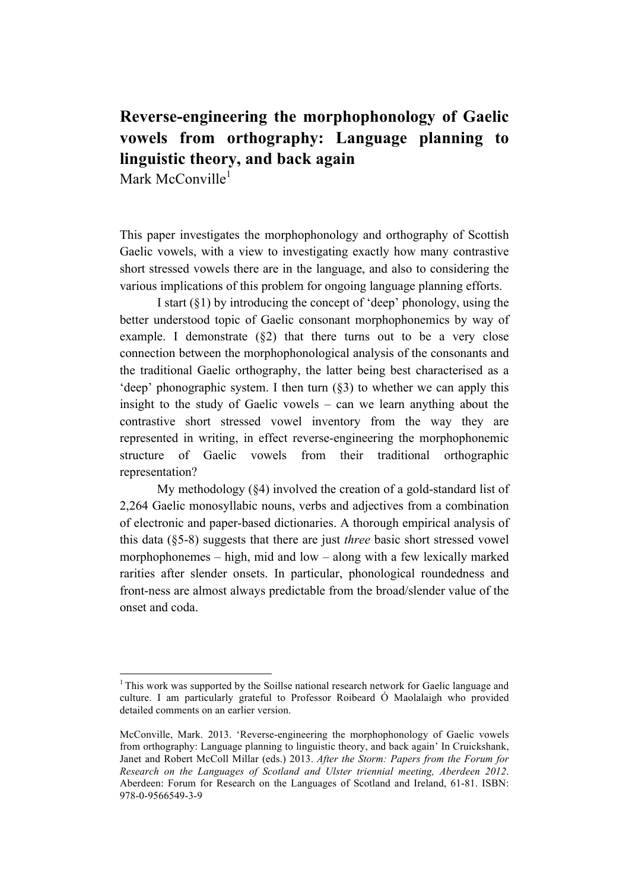# Reverse-engineering the morphophonology of Gaelic vowels from orthography: Language planning to linguistic theory, and back again

Mark McConville[1]

This paper investigates the morphophonology and orthography of Scottish Gaelic vowels, with a view to investigating exactly how many contrastive short stressed vowels there are in the language, and also to considering the various implications of this problem for ongoing language planning efforts.

I start (§1) by introducing the concept of 'deep' phonology, using the better understood topic of Gaelic consonant morphophonemics by way of example. I demonstrate (§2) that there turns out to be a very close connection between the morphophonological analysis of the consonants and the traditional Gaelic orthography, the latter being best characterised as a 'deep' phonographic system. I then turn (§3) to whether we can apply this insight to the study of Gaelic vowels – can we learn anything about the contrastive short stressed vowel inventory from the way they are represented in writing, in effect reverse-engineering the morphophonemic structure of Gaelic vowels from their traditional orthographic representation?

My methodology (§4) involved the creation of a gold-standard list of 2,264 Gaelic monosyllabic nouns, verbs and adjectives from a combination of electronic and paper-based dictionaries. A thorough empirical analysis of this data (§5-8) suggests that there are just *three* basic short stressed vowel morphophonemes – high, mid and low – along with a few lexically marked rarities after slender onsets. In particular, phonological roundedness and front-ness are almost always predictable from the broad/slender value of the onset and coda.

---

[1] This work was supported by the Soillse national research network for Gaelic language and culture. I am particularly grateful to Professor Roibeard Ó Maolalaigh who provided detailed comments on an earlier version.

McConville, Mark. 2013. 'Reverse-engineering the morphophonology of Gaelic vowels from orthography: Language planning to linguistic theory, and back again' In Cruickshank, Janet and Robert McColl Millar (eds.) 2013. *After the Storm: Papers from the Forum for Research on the Languages of Scotland and Ulster triennial meeting, Aberdeen 2012*. Aberdeen: Forum for Research on the Languages of Scotland and Ireland, 61-81. ISBN: 978-0-9566549-3-9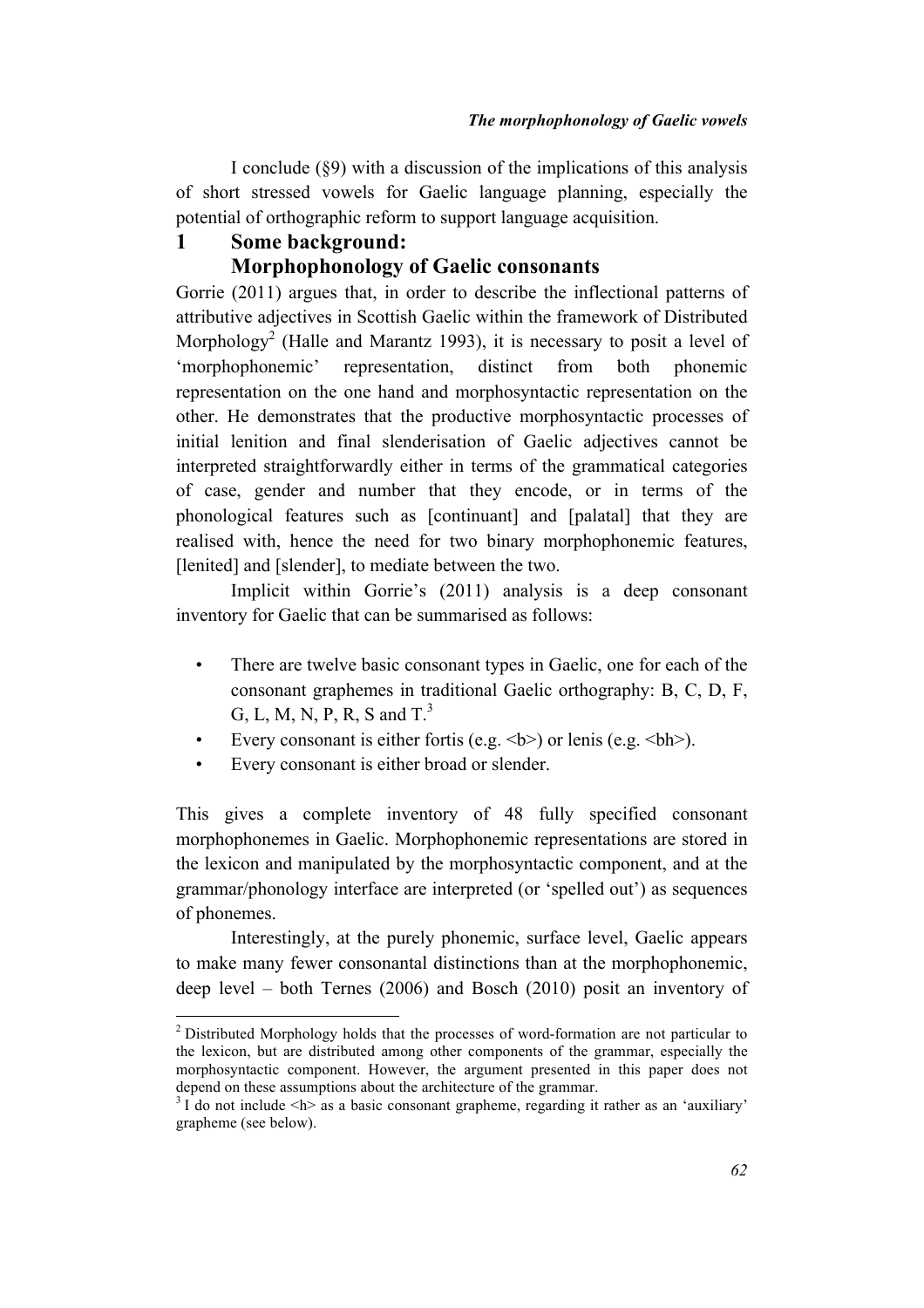I conclude (§9) with a discussion of the implications of this analysis of short stressed vowels for Gaelic language planning, especially the potential of orthographic reform to support language acquisition.

## 1 Some background: Morphophonology of Gaelic consonants

Gorrie (2011) argues that, in order to describe the inflectional patterns of attributive adjectives in Scottish Gaelic within the framework of Distributed Morphology[2] (Halle and Marantz 1993), it is necessary to posit a level of 'morphophonemic' representation, distinct from both phonemic representation on the one hand and morphosyntactic representation on the other. He demonstrates that the productive morphosyntactic processes of initial lenition and final slenderisation of Gaelic adjectives cannot be interpreted straightforwardly either in terms of the grammatical categories of case, gender and number that they encode, or in terms of the phonological features such as [continuant] and [palatal] that they are realised with, hence the need for two binary morphophonemic features, [lenited] and [slender], to mediate between the two.

Implicit within Gorrie's (2011) analysis is a deep consonant inventory for Gaelic that can be summarised as follows:

- There are twelve basic consonant types in Gaelic, one for each of the consonant graphemes in traditional Gaelic orthography: B, C, D, F, G, L, M, N, P, R, S and T.[3]
- Every consonant is either fortis (e.g. <b>) or lenis (e.g. <bh>).
- Every consonant is either broad or slender.

This gives a complete inventory of 48 fully specified consonant morphophonemes in Gaelic. Morphophonemic representations are stored in the lexicon and manipulated by the morphosyntactic component, and at the grammar/phonology interface are interpreted (or 'spelled out') as sequences of phonemes.

Interestingly, at the purely phonemic, surface level, Gaelic appears to make many fewer consonantal distinctions than at the morphophonemic, deep level – both Ternes (2006) and Bosch (2010) posit an inventory of

---

[2] Distributed Morphology holds that the processes of word-formation are not particular to the lexicon, but are distributed among other components of the grammar, especially the morphosyntactic component. However, the argument presented in this paper does not depend on these assumptions about the architecture of the grammar.

[3] I do not include <h> as a basic consonant grapheme, regarding it rather as an 'auxiliary' grapheme (see below).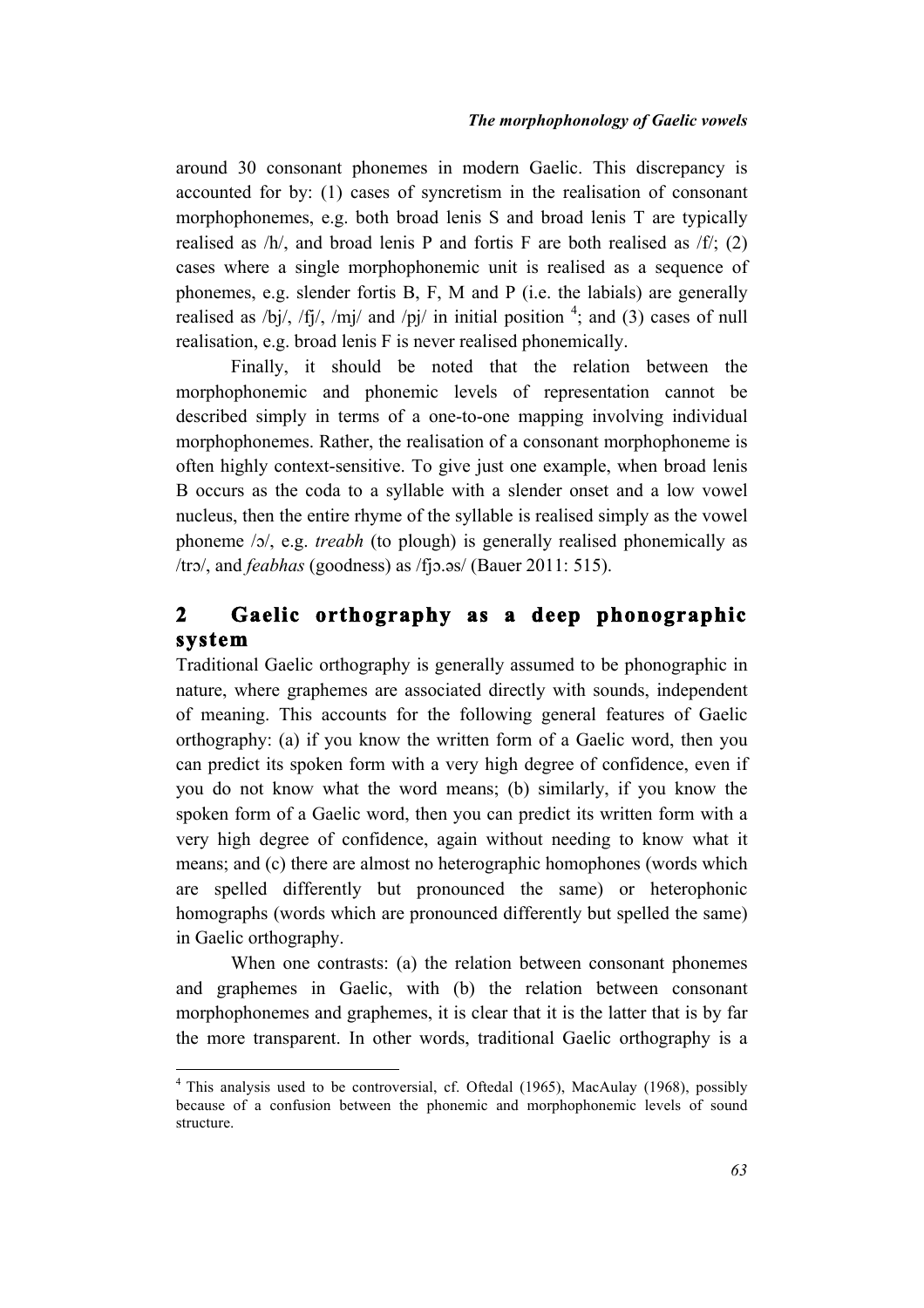around 30 consonant phonemes in modern Gaelic. This discrepancy is accounted for by: (1) cases of syncretism in the realisation of consonant morphophonemes, e.g. both broad lenis S and broad lenis T are typically realised as /h/, and broad lenis P and fortis F are both realised as /f/; (2) cases where a single morphophonemic unit is realised as a sequence of phonemes, e.g. slender fortis B, F, M and P (i.e. the labials) are generally realised as /bj/, /fj/, /mj/ and /pj/ in initial position [4]; and (3) cases of null realisation, e.g. broad lenis F is never realised phonemically.

Finally, it should be noted that the relation between the morphophonemic and phonemic levels of representation cannot be described simply in terms of a one-to-one mapping involving individual morphophonemes. Rather, the realisation of a consonant morphophoneme is often highly context-sensitive. To give just one example, when broad lenis B occurs as the coda to a syllable with a slender onset and a low vowel nucleus, then the entire rhyme of the syllable is realised simply as the vowel phoneme /ɔ/, e.g. *treabh* (to plough) is generally realised phonemically as /trɔ/, and *feabhas* (goodness) as /fjɔ.əs/ (Bauer 2011: 515).

## 2 Gaelic orthography as a deep phonographic system

Traditional Gaelic orthography is generally assumed to be phonographic in nature, where graphemes are associated directly with sounds, independent of meaning. This accounts for the following general features of Gaelic orthography: (a) if you know the written form of a Gaelic word, then you can predict its spoken form with a very high degree of confidence, even if you do not know what the word means; (b) similarly, if you know the spoken form of a Gaelic word, then you can predict its written form with a very high degree of confidence, again without needing to know what it means; and (c) there are almost no heterographic homophones (words which are spelled differently but pronounced the same) or heterophonic homographs (words which are pronounced differently but spelled the same) in Gaelic orthography.

When one contrasts: (a) the relation between consonant phonemes and graphemes in Gaelic, with (b) the relation between consonant morphophonemes and graphemes, it is clear that it is the latter that is by far the more transparent. In other words, traditional Gaelic orthography is a

[4] This analysis used to be controversial, cf. Oftedal (1965), MacAulay (1968), possibly because of a confusion between the phonemic and morphophonemic levels of sound structure.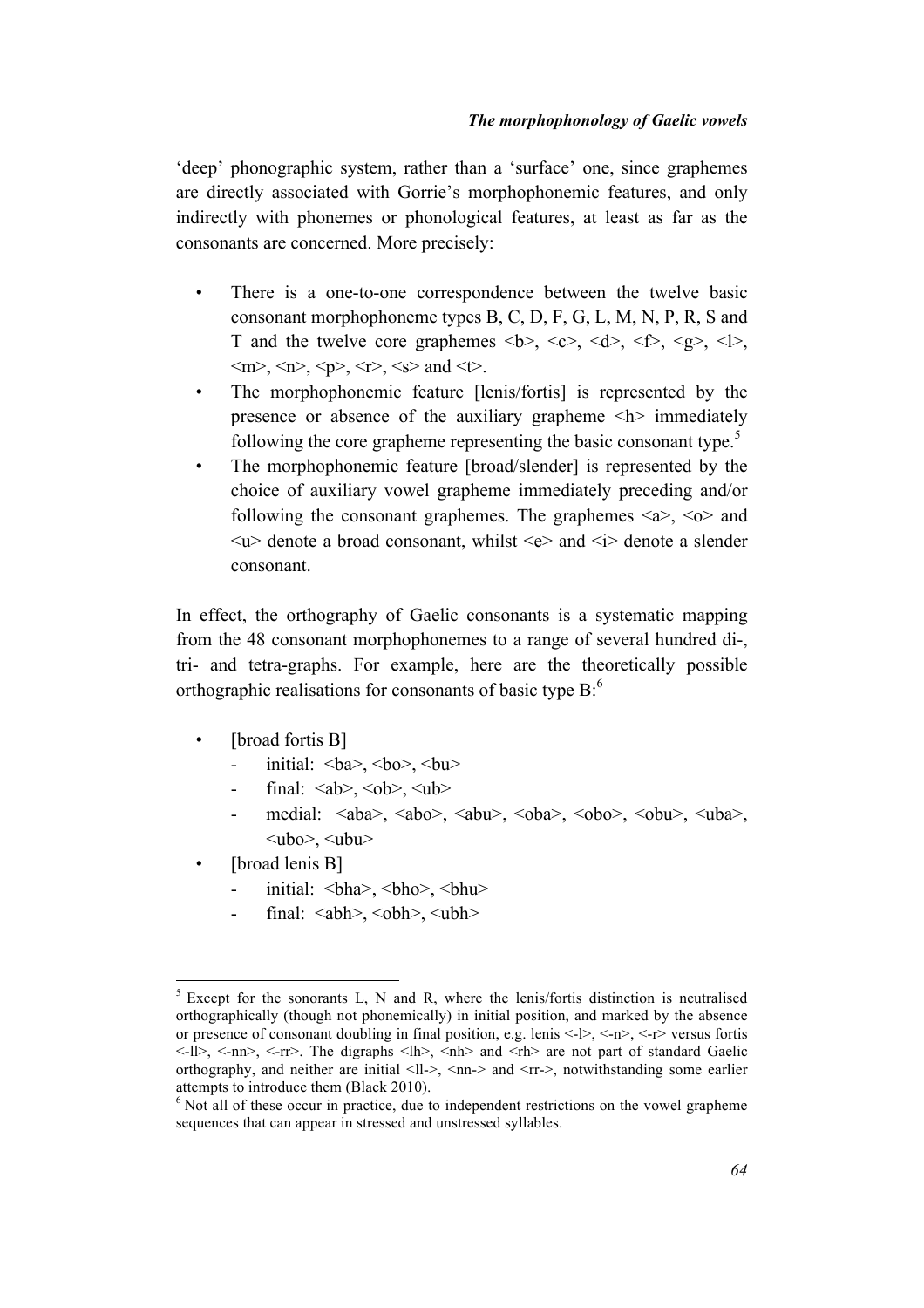'deep' phonographic system, rather than a 'surface' one, since graphemes are directly associated with Gorrie's morphophonemic features, and only indirectly with phonemes or phonological features, at least as far as the consonants are concerned. More precisely:

- There is a one-to-one correspondence between the twelve basic consonant morphophoneme types B, C, D, F, G, L, M, N, P, R, S and T and the twelve core graphemes <b>, <c>, <d>, <f>, <g>, <l>, <m>, <n>, <p>, <r>, <s> and <t>.
- The morphophonemic feature [lenis/fortis] is represented by the presence or absence of the auxiliary grapheme <h> immediately following the core grapheme representing the basic consonant type.[5]
- The morphophonemic feature [broad/slender] is represented by the choice of auxiliary vowel grapheme immediately preceding and/or following the consonant graphemes. The graphemes <a>, <o> and <u> denote a broad consonant, whilst <e> and <i> denote a slender consonant.

In effect, the orthography of Gaelic consonants is a systematic mapping from the 48 consonant morphophonemes to a range of several hundred di-, tri- and tetra-graphs. For example, here are the theoretically possible orthographic realisations for consonants of basic type B:[6]

- [broad fortis B]
  - initial: <ba>, <bo>, <bu>
  - final: <ab>, <ob>, <ub>
  - medial: <aba>, <abo>, <abu>, <oba>, <obo>, <obu>, <uba>, <ubo>, <ubu>
- [broad lenis B]
  - initial: <bha>, <bho>, <bhu>
  - final: <abh>, <obh>, <ubh>

---

[5] Except for the sonorants L, N and R, where the lenis/fortis distinction is neutralised orthographically (though not phonemically) in initial position, and marked by the absence or presence of consonant doubling in final position, e.g. lenis <-l>, <-n>, <-r> versus fortis <-ll>, <-nn>, <-rr>. The digraphs <lh>, <nh> and <rh> are not part of standard Gaelic orthography, and neither are initial <ll->, <nn-> and <rr->, notwithstanding some earlier attempts to introduce them (Black 2010).

[6] Not all of these occur in practice, due to independent restrictions on the vowel grapheme sequences that can appear in stressed and unstressed syllables.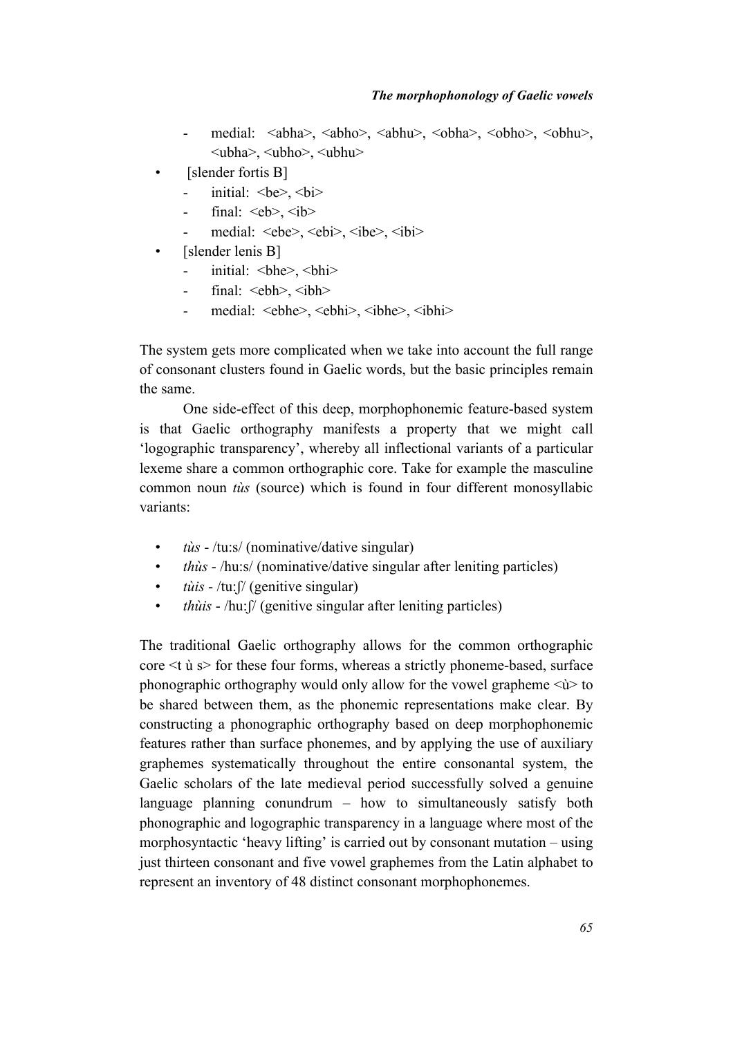- medial: <abha>, <abho>, <abhu>, <obha>, <obho>, <obhu>, <ubha>, <ubho>, <ubhu>
- [slender fortis B]
  - initial: <be>, <bi>
  - final: <eb>, <ib>
  - medial: <ebe>, <ebi>, <ibe>, <ibi>
- [slender lenis B]
  - initial: <bhe>, <bhi>
  - final: <ebh>, <ibh>
  - medial: <ebhe>, <ebhi>, <ibhe>, <ibhi>

The system gets more complicated when we take into account the full range of consonant clusters found in Gaelic words, but the basic principles remain the same.

One side-effect of this deep, morphophonemic feature-based system is that Gaelic orthography manifests a property that we might call 'logographic transparency', whereby all inflectional variants of a particular lexeme share a common orthographic core. Take for example the masculine common noun *tùs* (source) which is found in four different monosyllabic variants:

- *tùs* - /tu:s/ (nominative/dative singular)
- *thùs* - /hu:s/ (nominative/dative singular after leniting particles)
- *tùis* - /tu:ʃ/ (genitive singular)
- *thùis* - /hu:ʃ/ (genitive singular after leniting particles)

The traditional Gaelic orthography allows for the common orthographic core <t ù s> for these four forms, whereas a strictly phoneme-based, surface phonographic orthography would only allow for the vowel grapheme <ù> to be shared between them, as the phonemic representations make clear. By constructing a phonographic orthography based on deep morphophonemic features rather than surface phonemes, and by applying the use of auxiliary graphemes systematically throughout the entire consonantal system, the Gaelic scholars of the late medieval period successfully solved a genuine language planning conundrum – how to simultaneously satisfy both phonographic and logographic transparency in a language where most of the morphosyntactic 'heavy lifting' is carried out by consonant mutation – using just thirteen consonant and five vowel graphemes from the Latin alphabet to represent an inventory of 48 distinct consonant morphophonemes.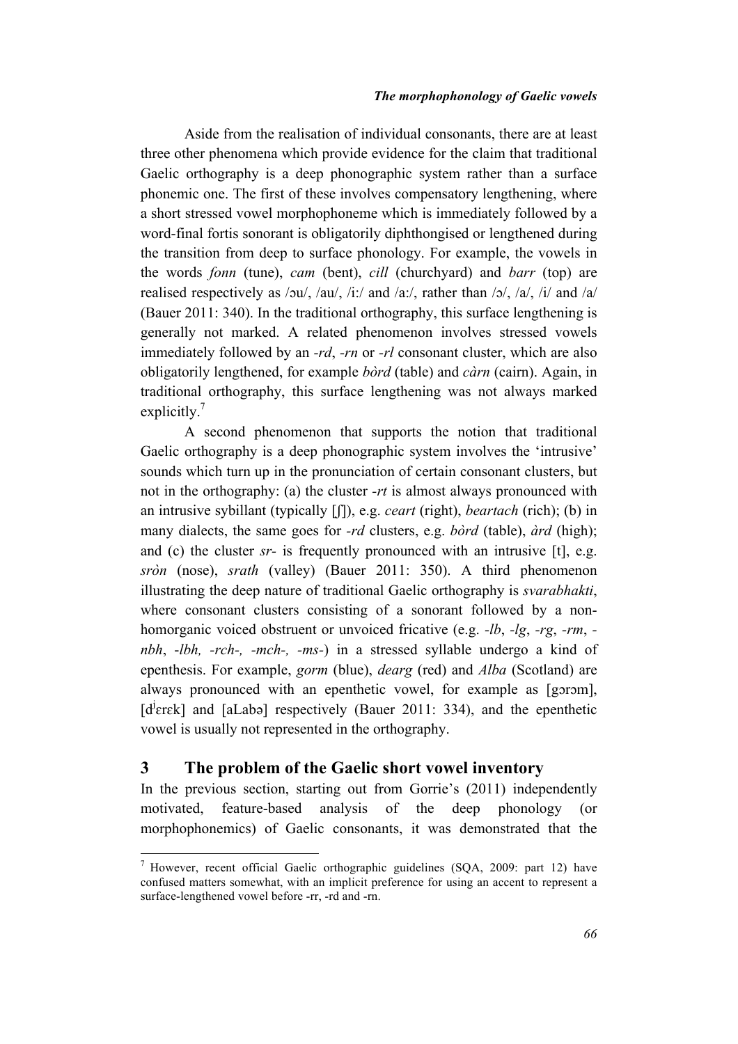Aside from the realisation of individual consonants, there are at least three other phenomena which provide evidence for the claim that traditional Gaelic orthography is a deep phonographic system rather than a surface phonemic one. The first of these involves compensatory lengthening, where a short stressed vowel morphophoneme which is immediately followed by a word-final fortis sonorant is obligatorily diphthongised or lengthened during the transition from deep to surface phonology. For example, the vowels in the words *fonn* (tune), *cam* (bent), *cill* (churchyard) and *barr* (top) are realised respectively as /ɔu/, /au/, /iː/ and /aː/, rather than /ɔ/, /a/, /i/ and /a/ (Bauer 2011: 340). In the traditional orthography, this surface lengthening is generally not marked. A related phenomenon involves stressed vowels immediately followed by an *-rd*, *-rn* or *-rl* consonant cluster, which are also obligatorily lengthened, for example *bòrd* (table) and *càrn* (cairn). Again, in traditional orthography, this surface lengthening was not always marked explicitly.[7]

A second phenomenon that supports the notion that traditional Gaelic orthography is a deep phonographic system involves the 'intrusive' sounds which turn up in the pronunciation of certain consonant clusters, but not in the orthography: (a) the cluster *-rt* is almost always pronounced with an intrusive sybillant (typically [ʃ]), e.g. *ceart* (right), *beartach* (rich); (b) in many dialects, the same goes for *-rd* clusters, e.g. *bòrd* (table), *àrd* (high); and (c) the cluster *sr-* is frequently pronounced with an intrusive [t], e.g. *sròn* (nose), *srath* (valley) (Bauer 2011: 350). A third phenomenon illustrating the deep nature of traditional Gaelic orthography is *svarabhakti*, where consonant clusters consisting of a sonorant followed by a non-homorganic voiced obstruent or unvoiced fricative (e.g. *-lb*, *-lg*, *-rg*, *-rm*, *-nbh*, *-lbh, -rch-, -mch-, -ms-*) in a stressed syllable undergo a kind of epenthesis. For example, *gorm* (blue), *dearg* (red) and *Alba* (Scotland) are always pronounced with an epenthetic vowel, for example as [gɔrɔm], [dʲɛrɛk] and [aLabə] respectively (Bauer 2011: 334), and the epenthetic vowel is usually not represented in the orthography.

## 3 The problem of the Gaelic short vowel inventory

In the previous section, starting out from Gorrie's (2011) independently motivated, feature-based analysis of the deep phonology (or morphophonemics) of Gaelic consonants, it was demonstrated that the

[7] However, recent official Gaelic orthographic guidelines (SQA, 2009: part 12) have confused matters somewhat, with an implicit preference for using an accent to represent a surface-lengthened vowel before -rr, -rd and -rn.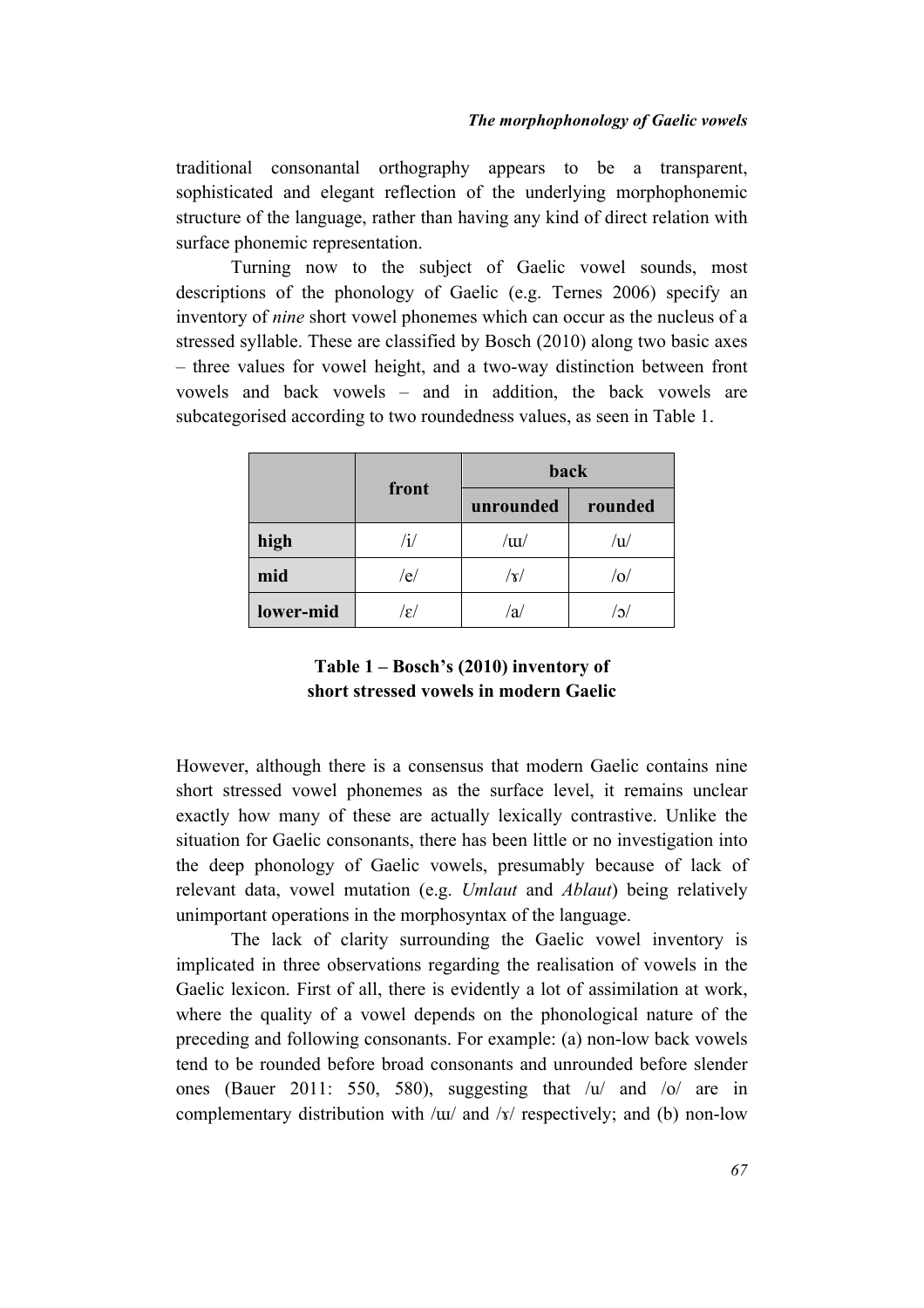traditional consonantal orthography appears to be a transparent, sophisticated and elegant reflection of the underlying morphophonemic structure of the language, rather than having any kind of direct relation with surface phonemic representation.

Turning now to the subject of Gaelic vowel sounds, most descriptions of the phonology of Gaelic (e.g. Ternes 2006) specify an inventory of *nine* short vowel phonemes which can occur as the nucleus of a stressed syllable. These are classified by Bosch (2010) along two basic axes – three values for vowel height, and a two-way distinction between front vowels and back vowels – and in addition, the back vowels are subcategorised according to two roundedness values, as seen in Table 1.

| | front | back | |
|---|---|---|---|
| | | **unrounded** | **rounded** |
| **high** | /i/ | /ɯ/ | /u/ |
| **mid** | /e/ | /ɤ/ | /o/ |
| **lower-mid** | /ɛ/ | /a/ | /ɔ/ |

**Table 1 – Bosch's (2010) inventory of short stressed vowels in modern Gaelic**

However, although there is a consensus that modern Gaelic contains nine short stressed vowel phonemes as the surface level, it remains unclear exactly how many of these are actually lexically contrastive. Unlike the situation for Gaelic consonants, there has been little or no investigation into the deep phonology of Gaelic vowels, presumably because of lack of relevant data, vowel mutation (e.g. *Umlaut* and *Ablaut*) being relatively unimportant operations in the morphosyntax of the language.

The lack of clarity surrounding the Gaelic vowel inventory is implicated in three observations regarding the realisation of vowels in the Gaelic lexicon. First of all, there is evidently a lot of assimilation at work, where the quality of a vowel depends on the phonological nature of the preceding and following consonants. For example: (a) non-low back vowels tend to be rounded before broad consonants and unrounded before slender ones (Bauer 2011: 550, 580), suggesting that /u/ and /o/ are in complementary distribution with /ɯ/ and /ɤ/ respectively; and (b) non-low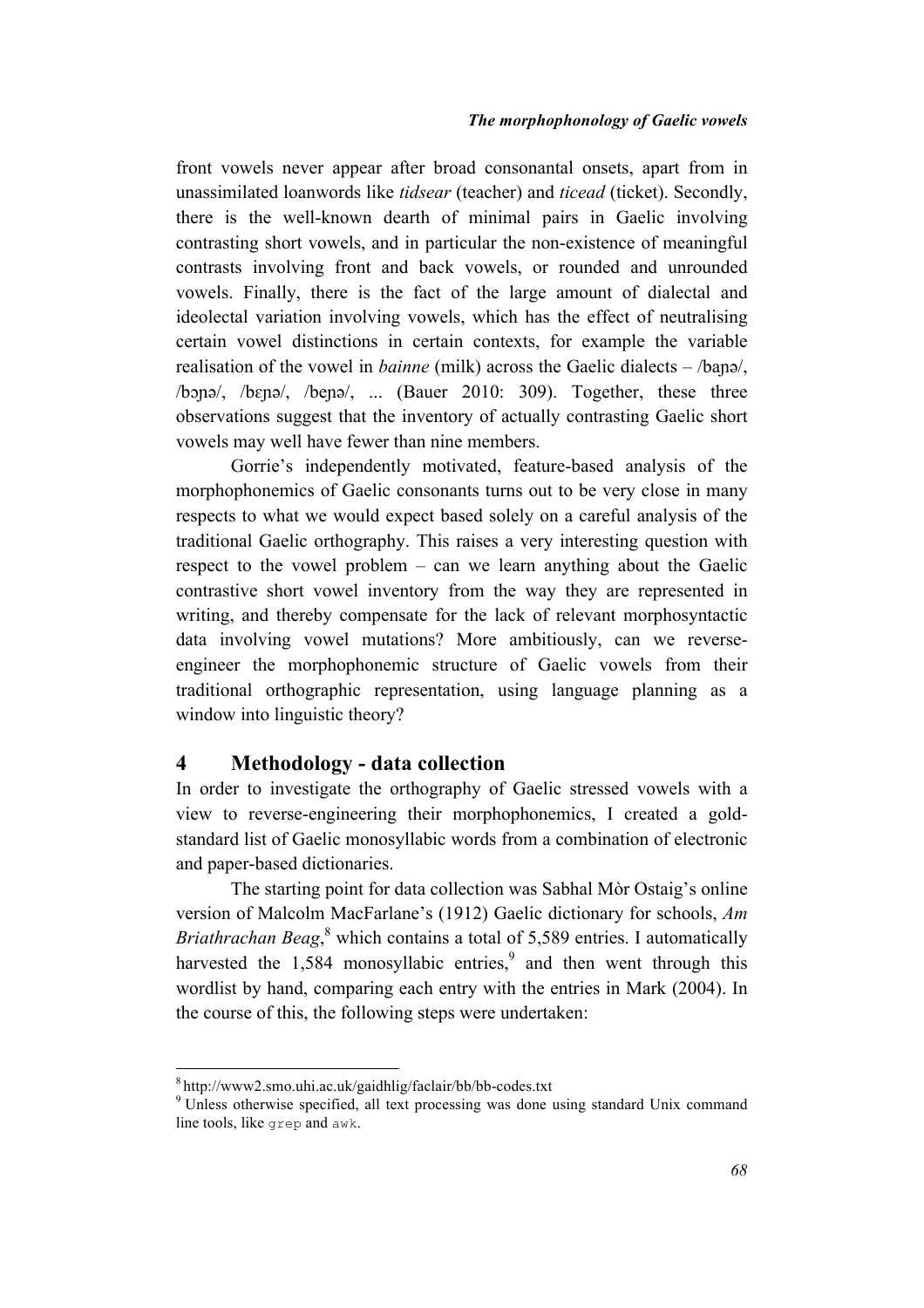front vowels never appear after broad consonantal onsets, apart from in unassimilated loanwords like *tidsear* (teacher) and *ticead* (ticket). Secondly, there is the well-known dearth of minimal pairs in Gaelic involving contrasting short vowels, and in particular the non-existence of meaningful contrasts involving front and back vowels, or rounded and unrounded vowels. Finally, there is the fact of the large amount of dialectal and ideolectal variation involving vowels, which has the effect of neutralising certain vowel distinctions in certain contexts, for example the variable realisation of the vowel in *bainne* (milk) across the Gaelic dialects – /baɲə/, /bɔɲə/, /bɛɲə/, /beɲə/, ... (Bauer 2010: 309). Together, these three observations suggest that the inventory of actually contrasting Gaelic short vowels may well have fewer than nine members.

Gorrie's independently motivated, feature-based analysis of the morphophonemics of Gaelic consonants turns out to be very close in many respects to what we would expect based solely on a careful analysis of the traditional Gaelic orthography. This raises a very interesting question with respect to the vowel problem – can we learn anything about the Gaelic contrastive short vowel inventory from the way they are represented in writing, and thereby compensate for the lack of relevant morphosyntactic data involving vowel mutations? More ambitiously, can we reverse-engineer the morphophonemic structure of Gaelic vowels from their traditional orthographic representation, using language planning as a window into linguistic theory?

## 4 Methodology - data collection

In order to investigate the orthography of Gaelic stressed vowels with a view to reverse-engineering their morphophonemics, I created a gold-standard list of Gaelic monosyllabic words from a combination of electronic and paper-based dictionaries.

The starting point for data collection was Sabhal Mòr Ostaig's online version of Malcolm MacFarlane's (1912) Gaelic dictionary for schools, *Am Briathrachan Beag*,[8] which contains a total of 5,589 entries. I automatically harvested the 1,584 monosyllabic entries,[9] and then went through this wordlist by hand, comparing each entry with the entries in Mark (2004). In the course of this, the following steps were undertaken:

---

[8] http://www2.smo.uhi.ac.uk/gaidhlig/faclair/bb/bb-codes.txt

[9] Unless otherwise specified, all text processing was done using standard Unix command line tools, like `grep` and `awk`.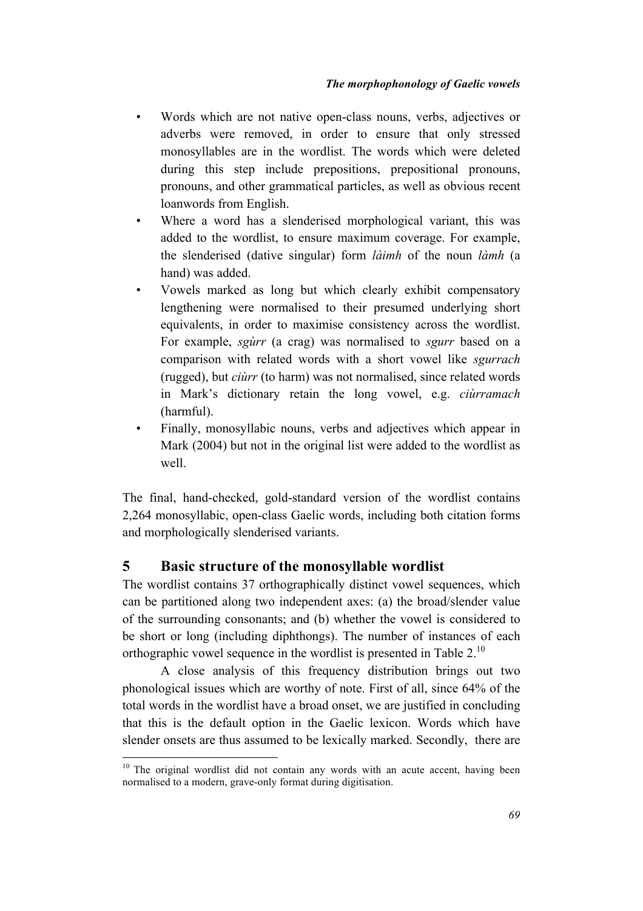- Words which are not native open-class nouns, verbs, adjectives or adverbs were removed, in order to ensure that only stressed monosyllables are in the wordlist. The words which were deleted during this step include prepositions, prepositional pronouns, pronouns, and other grammatical particles, as well as obvious recent loanwords from English.
- Where a word has a slenderised morphological variant, this was added to the wordlist, to ensure maximum coverage. For example, the slenderised (dative singular) form *làimh* of the noun *làmh* (a hand) was added.
- Vowels marked as long but which clearly exhibit compensatory lengthening were normalised to their presumed underlying short equivalents, in order to maximise consistency across the wordlist. For example, *sgùrr* (a crag) was normalised to *sgurr* based on a comparison with related words with a short vowel like *sgurrach* (rugged), but *ciùrr* (to harm) was not normalised, since related words in Mark's dictionary retain the long vowel, e.g. *ciùrramach* (harmful).
- Finally, monosyllabic nouns, verbs and adjectives which appear in Mark (2004) but not in the original list were added to the wordlist as well.

The final, hand-checked, gold-standard version of the wordlist contains 2,264 monosyllabic, open-class Gaelic words, including both citation forms and morphologically slenderised variants.

## 5 Basic structure of the monosyllable wordlist

The wordlist contains 37 orthographically distinct vowel sequences, which can be partitioned along two independent axes: (a) the broad/slender value of the surrounding consonants; and (b) whether the vowel is considered to be short or long (including diphthongs). The number of instances of each orthographic vowel sequence in the wordlist is presented in Table 2.[10]

A close analysis of this frequency distribution brings out two phonological issues which are worthy of note. First of all, since 64% of the total words in the wordlist have a broad onset, we are justified in concluding that this is the default option in the Gaelic lexicon. Words which have slender onsets are thus assumed to be lexically marked. Secondly, there are

[10] The original wordlist did not contain any words with an acute accent, having been normalised to a modern, grave-only format during digitisation.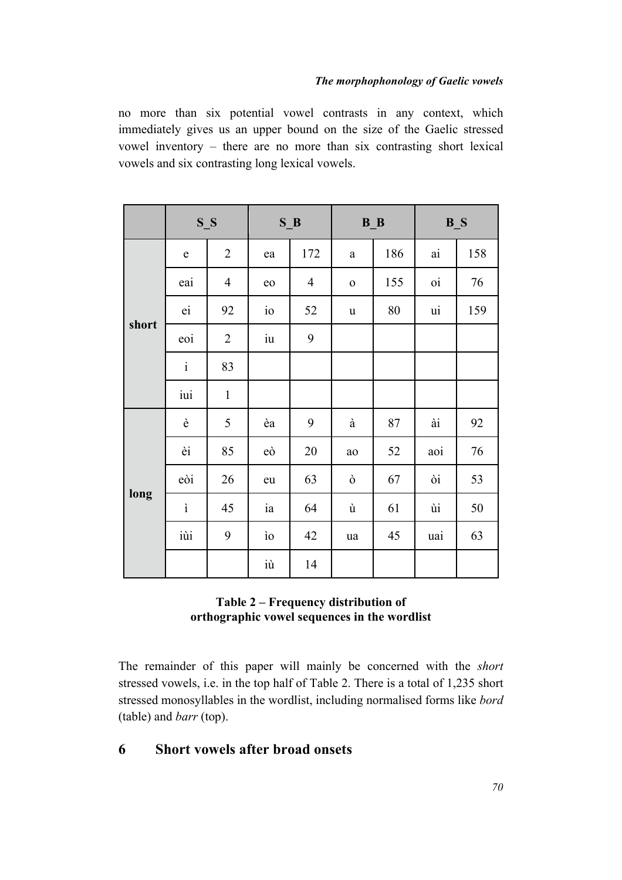no more than six potential vowel contrasts in any context, which immediately gives us an upper bound on the size of the Gaelic stressed vowel inventory – there are no more than six contrasting short lexical vowels and six contrasting long lexical vowels.

| | S_S | | S_B | | B_B | | B_S | |
|---|---|---|---|---|---|---|---|---|
| **short** | e | 2 | ea | 172 | a | 186 | ai | 158 |
| | eai | 4 | eo | 4 | o | 155 | oi | 76 |
| | ei | 92 | io | 52 | u | 80 | ui | 159 |
| | eoi | 2 | iu | 9 | | | | |
| | i | 83 | | | | | | |
| | iui | 1 | | | | | | |
| **long** | è | 5 | èa | 9 | à | 87 | ài | 92 |
| | èi | 85 | eò | 20 | ao | 52 | aoi | 76 |
| | eòi | 26 | eu | 63 | ò | 67 | òi | 53 |
| | ì | 45 | ia | 64 | ù | 61 | ùi | 50 |
| | iùi | 9 | ìo | 42 | ua | 45 | uai | 63 |
| | | | iù | 14 | | | | |

**Table 2 – Frequency distribution of orthographic vowel sequences in the wordlist**

The remainder of this paper will mainly be concerned with the *short* stressed vowels, i.e. in the top half of Table 2. There is a total of 1,235 short stressed monosyllables in the wordlist, including normalised forms like *bord* (table) and *barr* (top).

## 6 Short vowels after broad onsets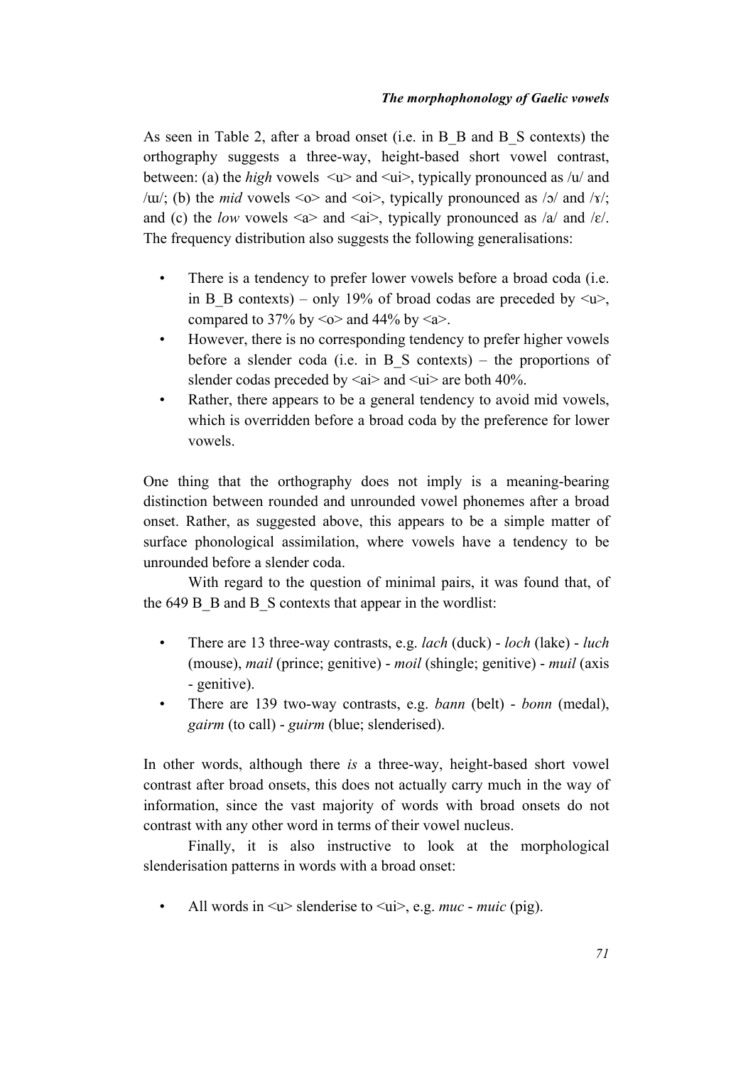As seen in Table 2, after a broad onset (i.e. in B_B and B_S contexts) the orthography suggests a three-way, height-based short vowel contrast, between: (a) the *high* vowels <u> and <ui>, typically pronounced as /u/ and /ɯ/; (b) the *mid* vowels <o> and <oi>, typically pronounced as /ɔ/ and /ɤ/; and (c) the *low* vowels <a> and <ai>, typically pronounced as /a/ and /ɛ/. The frequency distribution also suggests the following generalisations:

- There is a tendency to prefer lower vowels before a broad coda (i.e. in B_B contexts) – only 19% of broad codas are preceded by <u>, compared to 37% by <o> and 44% by <a>.
- However, there is no corresponding tendency to prefer higher vowels before a slender coda (i.e. in B_S contexts) – the proportions of slender codas preceded by <ai> and <ui> are both 40%.
- Rather, there appears to be a general tendency to avoid mid vowels, which is overridden before a broad coda by the preference for lower vowels.

One thing that the orthography does not imply is a meaning-bearing distinction between rounded and unrounded vowel phonemes after a broad onset. Rather, as suggested above, this appears to be a simple matter of surface phonological assimilation, where vowels have a tendency to be unrounded before a slender coda.

With regard to the question of minimal pairs, it was found that, of the 649 B_B and B_S contexts that appear in the wordlist:

- There are 13 three-way contrasts, e.g. *lach* (duck) - *loch* (lake) - *luch* (mouse), *mail* (prince; genitive) - *moil* (shingle; genitive) - *muil* (axis - genitive).
- There are 139 two-way contrasts, e.g. *bann* (belt) - *bonn* (medal), *gairm* (to call) - *guirm* (blue; slenderised).

In other words, although there *is* a three-way, height-based short vowel contrast after broad onsets, this does not actually carry much in the way of information, since the vast majority of words with broad onsets do not contrast with any other word in terms of their vowel nucleus.

Finally, it is also instructive to look at the morphological slenderisation patterns in words with a broad onset:

- All words in <u> slenderise to <ui>, e.g. *muc* - *muic* (pig).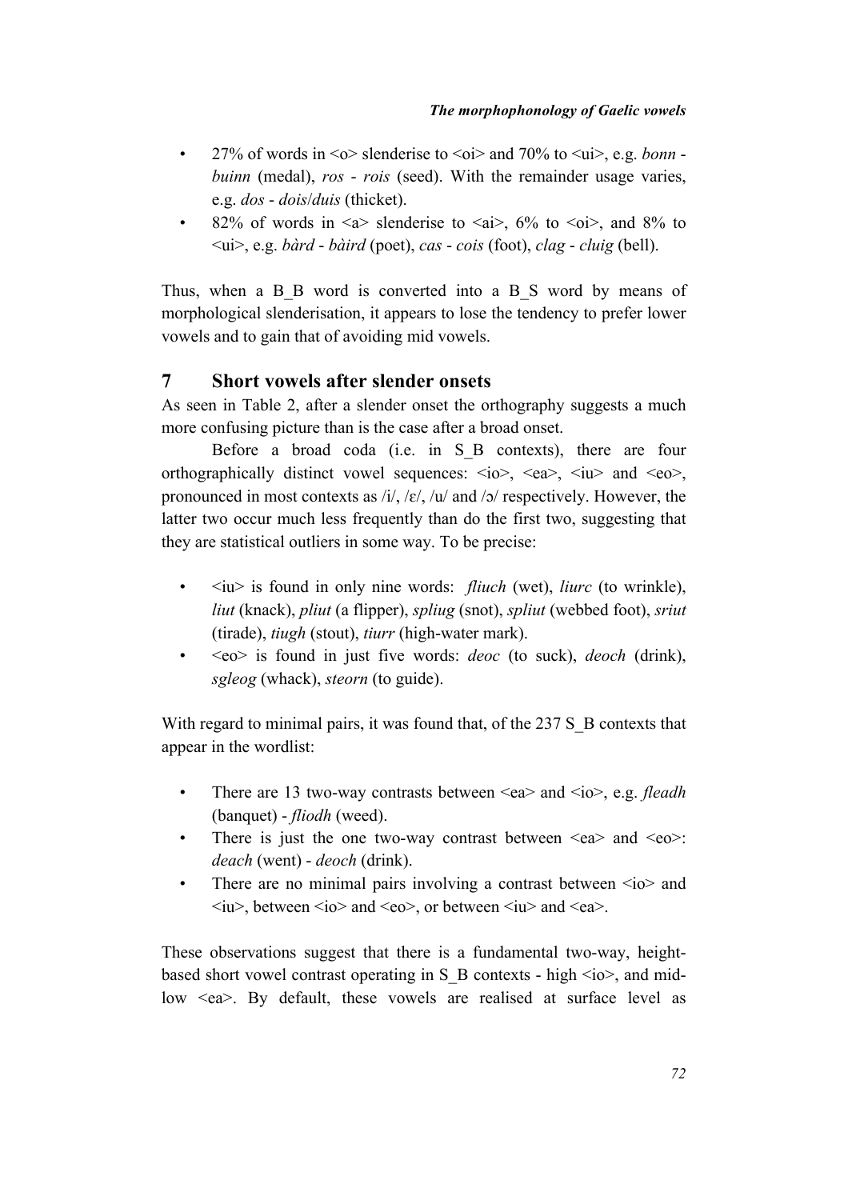- 27% of words in <o> slenderise to <oi> and 70% to <ui>, e.g. *bonn* - *buinn* (medal), *ros* - *rois* (seed). With the remainder usage varies, e.g. *dos* - *dois*/*duis* (thicket).
- 82% of words in <a> slenderise to <ai>, 6% to <oi>, and 8% to <ui>, e.g. *bàrd* - *bàird* (poet), *cas* - *cois* (foot), *clag* - *cluig* (bell).

Thus, when a B_B word is converted into a B_S word by means of morphological slenderisation, it appears to lose the tendency to prefer lower vowels and to gain that of avoiding mid vowels.

## 7 Short vowels after slender onsets

As seen in Table 2, after a slender onset the orthography suggests a much more confusing picture than is the case after a broad onset.

Before a broad coda (i.e. in S_B contexts), there are four orthographically distinct vowel sequences: <io>, <ea>, <iu> and <eo>, pronounced in most contexts as /i/, /ɛ/, /u/ and /ɔ/ respectively. However, the latter two occur much less frequently than do the first two, suggesting that they are statistical outliers in some way. To be precise:

- <iu> is found in only nine words: *fliuch* (wet), *liurc* (to wrinkle), *liut* (knack), *pliut* (a flipper), *spliug* (snot), *spliut* (webbed foot), *sriut* (tirade), *tiugh* (stout), *tiurr* (high-water mark).
- <eo> is found in just five words: *deoc* (to suck), *deoch* (drink), *sgleog* (whack), *steorn* (to guide).

With regard to minimal pairs, it was found that, of the 237 S_B contexts that appear in the wordlist:

- There are 13 two-way contrasts between <ea> and <io>, e.g. *fleadh* (banquet) - *fliodh* (weed).
- There is just the one two-way contrast between <ea> and <eo>: *deach* (went) - *deoch* (drink).
- There are no minimal pairs involving a contrast between <io> and <iu>, between <io> and <eo>, or between <iu> and <ea>.

These observations suggest that there is a fundamental two-way, height-based short vowel contrast operating in S_B contexts - high <io>, and mid-low <ea>. By default, these vowels are realised at surface level as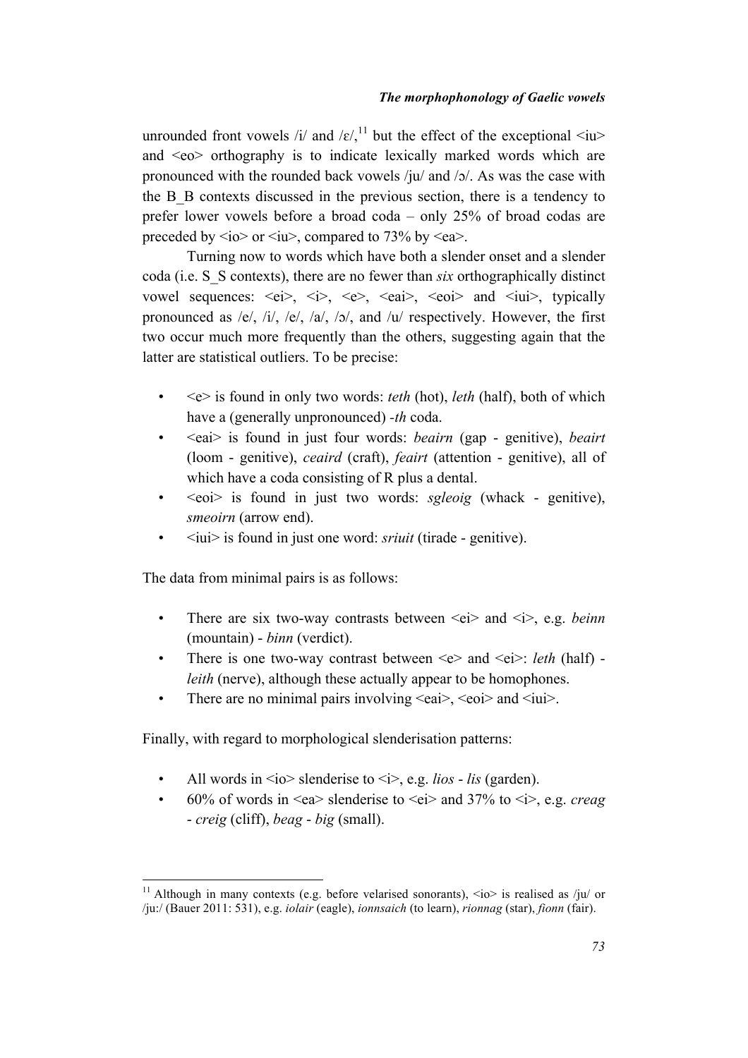unrounded front vowels /i/ and /ɛ/,[11] but the effect of the exceptional <iu> and <eo> orthography is to indicate lexically marked words which are pronounced with the rounded back vowels /ju/ and /ɔ/. As was the case with the B_B contexts discussed in the previous section, there is a tendency to prefer lower vowels before a broad coda – only 25% of broad codas are preceded by <io> or <iu>, compared to 73% by <ea>.

Turning now to words which have both a slender onset and a slender coda (i.e. S_S contexts), there are no fewer than *six* orthographically distinct vowel sequences: <ei>, <i>, <e>, <eai>, <eoi> and <iui>, typically pronounced as /e/, /i/, /e/, /a/, /ɔ/, and /u/ respectively. However, the first two occur much more frequently than the others, suggesting again that the latter are statistical outliers. To be precise:

- <e> is found in only two words: *teth* (hot), *leth* (half), both of which have a (generally unpronounced) *-th* coda.
- <eai> is found in just four words: *beairn* (gap - genitive), *beairt* (loom - genitive), *ceaird* (craft), *feairt* (attention - genitive), all of which have a coda consisting of R plus a dental.
- <eoi> is found in just two words: *sgleoig* (whack - genitive), *smeoirn* (arrow end).
- <iui> is found in just one word: *sriuit* (tirade - genitive).

The data from minimal pairs is as follows:

- There are six two-way contrasts between <ei> and <i>, e.g. *beinn* (mountain) - *binn* (verdict).
- There is one two-way contrast between <e> and <ei>: *leth* (half) - *leith* (nerve), although these actually appear to be homophones.
- There are no minimal pairs involving <eai>, <eoi> and <iui>.

Finally, with regard to morphological slenderisation patterns:

- All words in <io> slenderise to <i>, e.g. *lios* - *lis* (garden).
- 60% of words in <ea> slenderise to <ei> and 37% to <i>, e.g. *creag* - *creig* (cliff), *beag* - *big* (small).

[11] Although in many contexts (e.g. before velarised sonorants), <io> is realised as /ju/ or /ju:/ (Bauer 2011: 531), e.g. *iolair* (eagle), *ionnsaich* (to learn), *rionnag* (star), *fionn* (fair).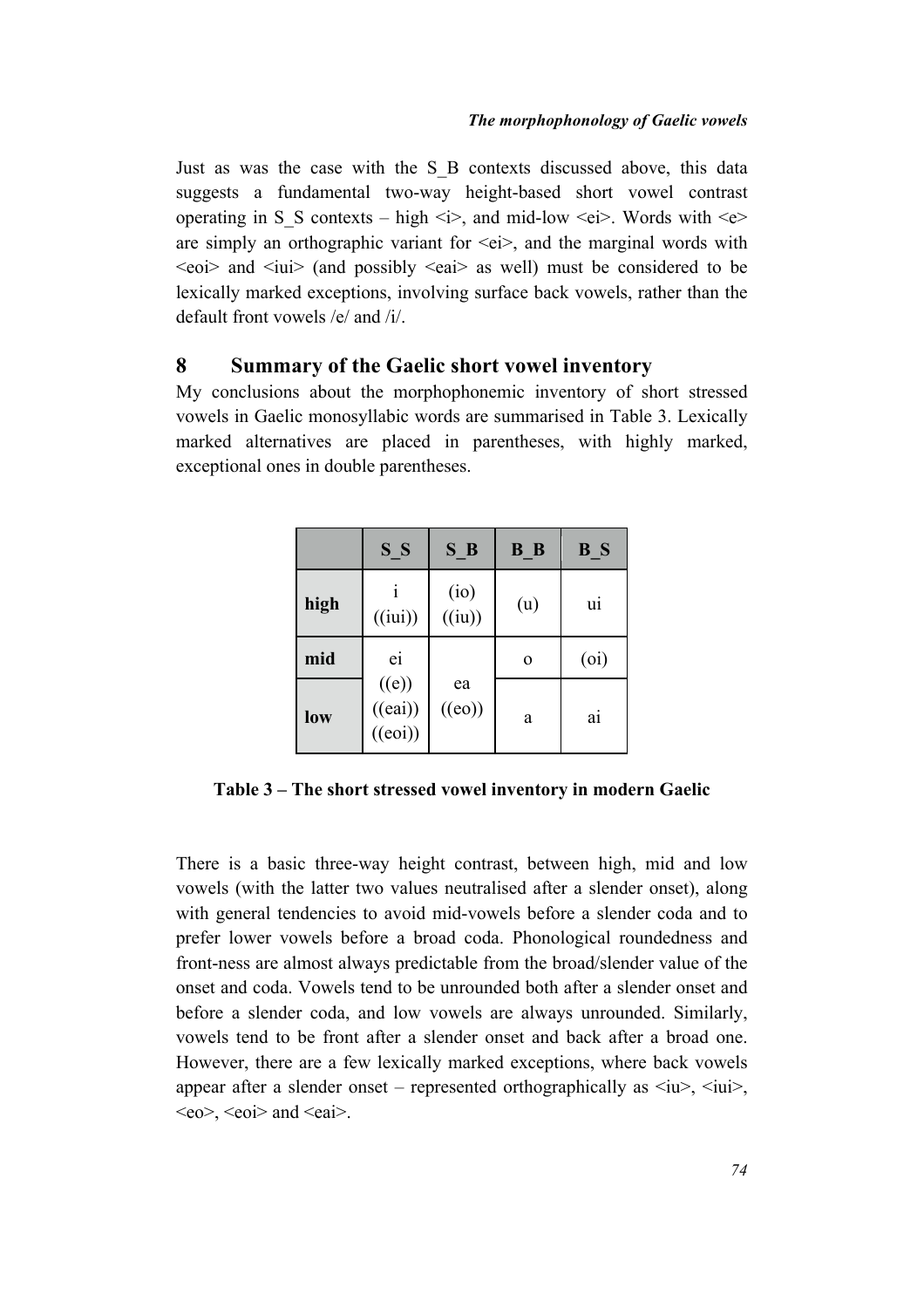Just as was the case with the S_B contexts discussed above, this data suggests a fundamental two-way height-based short vowel contrast operating in S_S contexts – high <i>, and mid-low <ei>. Words with <e> are simply an orthographic variant for <ei>, and the marginal words with <eoi> and <iui> (and possibly <eai> as well) must be considered to be lexically marked exceptions, involving surface back vowels, rather than the default front vowels /e/ and /i/.

## 8 Summary of the Gaelic short vowel inventory

My conclusions about the morphophonemic inventory of short stressed vowels in Gaelic monosyllabic words are summarised in Table 3. Lexically marked alternatives are placed in parentheses, with highly marked, exceptional ones in double parentheses.

| | S_S | S_B | B_B | B_S |
|---|---|---|---|---|
| **high** | i ((iui)) | (io) ((iu)) | (u) | ui |
| **mid** | ei ((e)) ((eai)) ((eoi)) | ea ((eo)) | o | (oi) |
| **low** | | | a | ai |

**Table 3 – The short stressed vowel inventory in modern Gaelic**

There is a basic three-way height contrast, between high, mid and low vowels (with the latter two values neutralised after a slender onset), along with general tendencies to avoid mid-vowels before a slender coda and to prefer lower vowels before a broad coda. Phonological roundedness and front-ness are almost always predictable from the broad/slender value of the onset and coda. Vowels tend to be unrounded both after a slender onset and before a slender coda, and low vowels are always unrounded. Similarly, vowels tend to be front after a slender onset and back after a broad one. However, there are a few lexically marked exceptions, where back vowels appear after a slender onset – represented orthographically as <iu>, <iui>, <eo>, <eoi> and <eai>.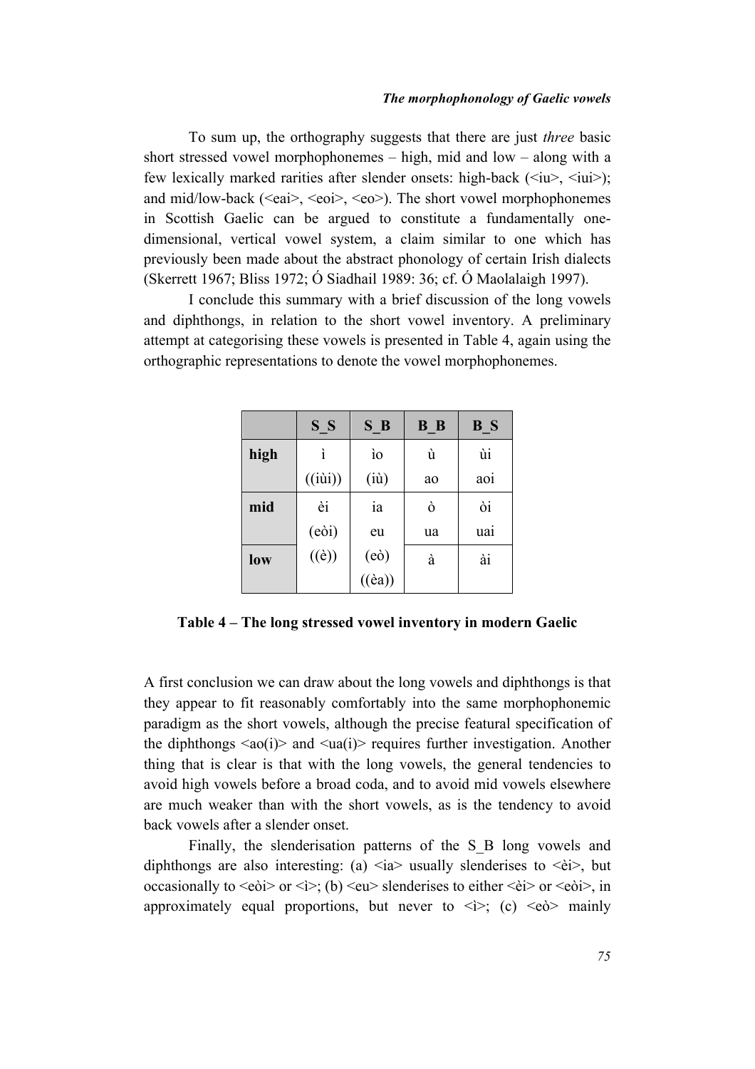To sum up, the orthography suggests that there are just *three* basic short stressed vowel morphophonemes – high, mid and low – along with a few lexically marked rarities after slender onsets: high-back (<iu>, <iui>); and mid/low-back (<eai>, <eoi>, <eo>). The short vowel morphophonemes in Scottish Gaelic can be argued to constitute a fundamentally one-dimensional, vertical vowel system, a claim similar to one which has previously been made about the abstract phonology of certain Irish dialects (Skerrett 1967; Bliss 1972; Ó Siadhail 1989: 36; cf. Ó Maolalaigh 1997).

I conclude this summary with a brief discussion of the long vowels and diphthongs, in relation to the short vowel inventory. A preliminary attempt at categorising these vowels is presented in Table 4, again using the orthographic representations to denote the vowel morphophonemes.

| | S_S | S_B | B_B | B_S |
|---|---|---|---|---|
| **high** | ì<br>((iùi)) | ìo<br>(iù) | ù<br>ao | ùi<br>aoi |
| **mid** | èi<br>(eòi) | ia<br>eu | ò<br>ua | òi<br>uai |
| **low** | ((è)) | (eò)<br>((èa)) | à | ài |

**Table 4 – The long stressed vowel inventory in modern Gaelic**

A first conclusion we can draw about the long vowels and diphthongs is that they appear to fit reasonably comfortably into the same morphophonemic paradigm as the short vowels, although the precise featural specification of the diphthongs <ao(i)> and <ua(i)> requires further investigation. Another thing that is clear is that with the long vowels, the general tendencies to avoid high vowels before a broad coda, and to avoid mid vowels elsewhere are much weaker than with the short vowels, as is the tendency to avoid back vowels after a slender onset.

Finally, the slenderisation patterns of the S_B long vowels and diphthongs are also interesting: (a) <ia> usually slenderises to <èi>, but occasionally to <eòi> or <ì>; (b) <eu> slenderises to either <èi> or <eòi>, in approximately equal proportions, but never to <ì>; (c) <eò> mainly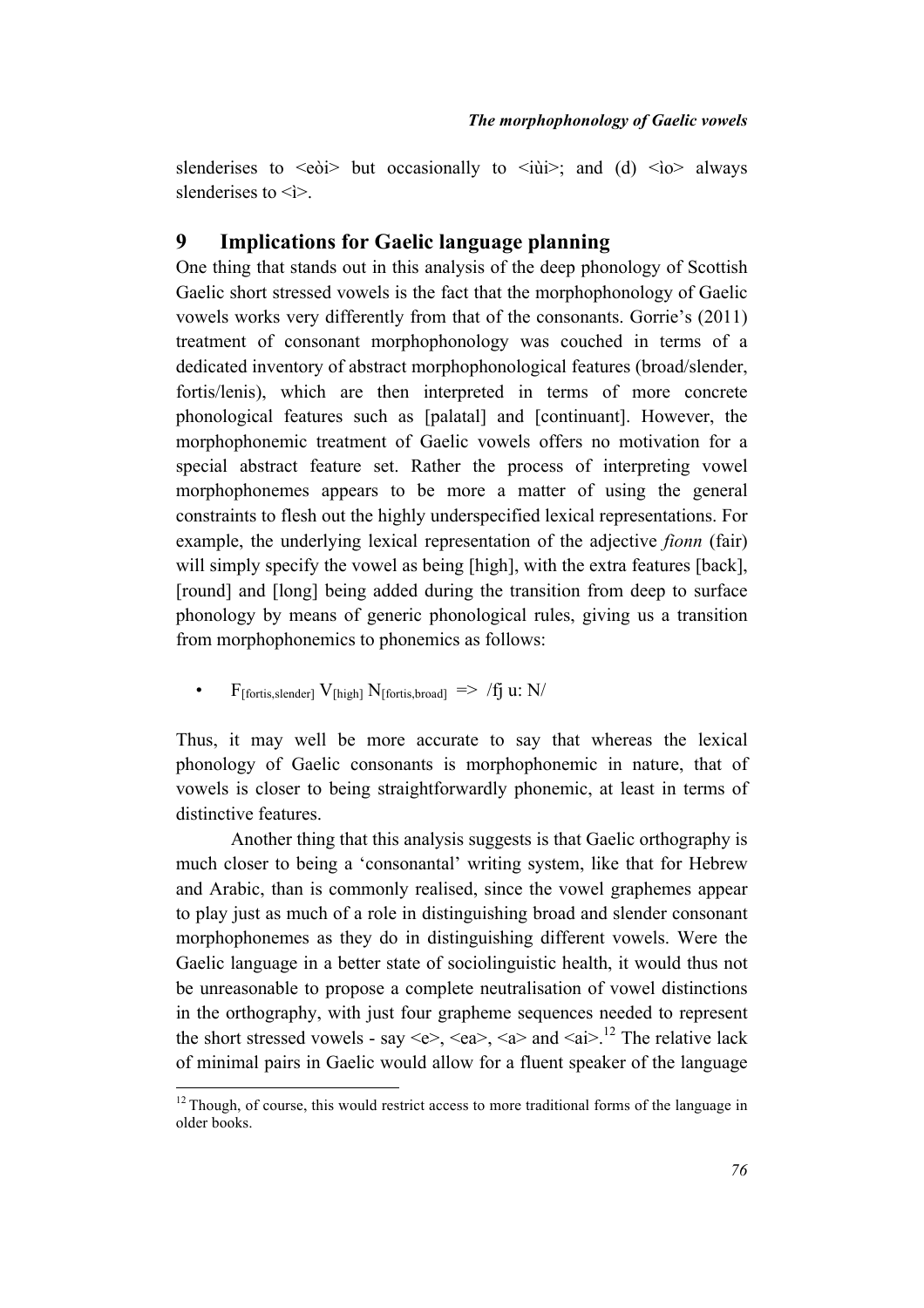slenderises to <eòi> but occasionally to <iùi>; and (d) <ìo> always slenderises to <ì>.

## 9 Implications for Gaelic language planning

One thing that stands out in this analysis of the deep phonology of Scottish Gaelic short stressed vowels is the fact that the morphophonology of Gaelic vowels works very differently from that of the consonants. Gorrie's (2011) treatment of consonant morphophonology was couched in terms of a dedicated inventory of abstract morphophonological features (broad/slender, fortis/lenis), which are then interpreted in terms of more concrete phonological features such as [palatal] and [continuant]. However, the morphophonemic treatment of Gaelic vowels offers no motivation for a special abstract feature set. Rather the process of interpreting vowel morphophonemes appears to be more a matter of using the general constraints to flesh out the highly underspecified lexical representations. For example, the underlying lexical representation of the adjective *fionn* (fair) will simply specify the vowel as being [high], with the extra features [back], [round] and [long] being added during the transition from deep to surface phonology by means of generic phonological rules, giving us a transition from morphophonemics to phonemics as follows:

- $F_{[fortis,slender]}\ V_{[high]}\ N_{[fortis,broad]}$ => /fj u: N/

Thus, it may well be more accurate to say that whereas the lexical phonology of Gaelic consonants is morphophonemic in nature, that of vowels is closer to being straightforwardly phonemic, at least in terms of distinctive features.

Another thing that this analysis suggests is that Gaelic orthography is much closer to being a 'consonantal' writing system, like that for Hebrew and Arabic, than is commonly realised, since the vowel graphemes appear to play just as much of a role in distinguishing broad and slender consonant morphophonemes as they do in distinguishing different vowels. Were the Gaelic language in a better state of sociolinguistic health, it would thus not be unreasonable to propose a complete neutralisation of vowel distinctions in the orthography, with just four grapheme sequences needed to represent the short stressed vowels - say <e>, <ea>, <a> and <ai>.[12] The relative lack of minimal pairs in Gaelic would allow for a fluent speaker of the language

[12] Though, of course, this would restrict access to more traditional forms of the language in older books.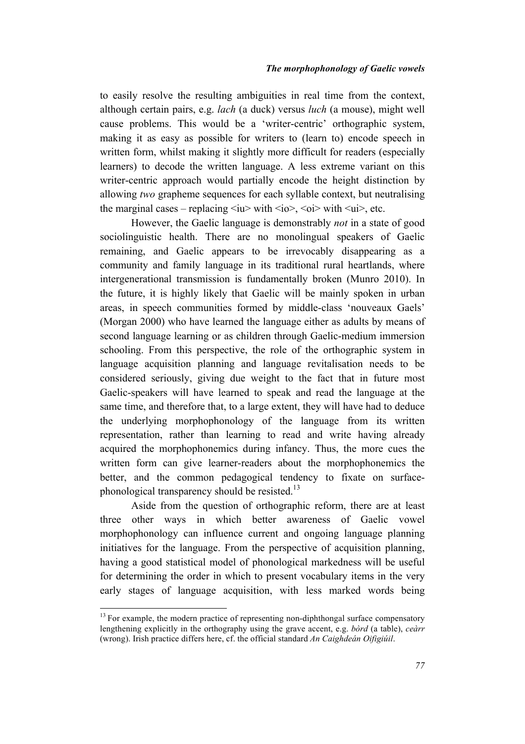to easily resolve the resulting ambiguities in real time from the context, although certain pairs, e.g. *lach* (a duck) versus *luch* (a mouse), might well cause problems. This would be a 'writer-centric' orthographic system, making it as easy as possible for writers to (learn to) encode speech in written form, whilst making it slightly more difficult for readers (especially learners) to decode the written language. A less extreme variant on this writer-centric approach would partially encode the height distinction by allowing *two* grapheme sequences for each syllable context, but neutralising the marginal cases – replacing <iu> with <io>, <oi> with <ui>, etc.

However, the Gaelic language is demonstrably *not* in a state of good sociolinguistic health. There are no monolingual speakers of Gaelic remaining, and Gaelic appears to be irrevocably disappearing as a community and family language in its traditional rural heartlands, where intergenerational transmission is fundamentally broken (Munro 2010). In the future, it is highly likely that Gaelic will be mainly spoken in urban areas, in speech communities formed by middle-class 'nouveaux Gaels' (Morgan 2000) who have learned the language either as adults by means of second language learning or as children through Gaelic-medium immersion schooling. From this perspective, the role of the orthographic system in language acquisition planning and language revitalisation needs to be considered seriously, giving due weight to the fact that in future most Gaelic-speakers will have learned to speak and read the language at the same time, and therefore that, to a large extent, they will have had to deduce the underlying morphophonology of the language from its written representation, rather than learning to read and write having already acquired the morphophonemics during infancy. Thus, the more cues the written form can give learner-readers about the morphophonemics the better, and the common pedagogical tendency to fixate on surface-phonological transparency should be resisted.[13]

Aside from the question of orthographic reform, there are at least three other ways in which better awareness of Gaelic vowel morphophonology can influence current and ongoing language planning initiatives for the language. From the perspective of acquisition planning, having a good statistical model of phonological markedness will be useful for determining the order in which to present vocabulary items in the very early stages of language acquisition, with less marked words being

[13] For example, the modern practice of representing non-diphthongal surface compensatory lengthening explicitly in the orthography using the grave accent, e.g. *bòrd* (a table), *ceàrr* (wrong). Irish practice differs here, cf. the official standard *An Caighdeán Oifigiúil*.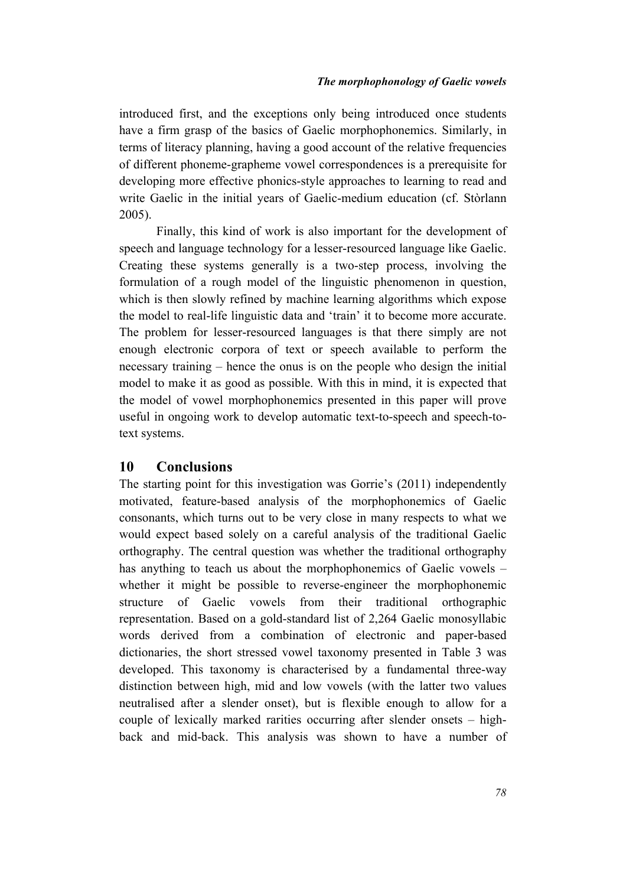introduced first, and the exceptions only being introduced once students have a firm grasp of the basics of Gaelic morphophonemics. Similarly, in terms of literacy planning, having a good account of the relative frequencies of different phoneme-grapheme vowel correspondences is a prerequisite for developing more effective phonics-style approaches to learning to read and write Gaelic in the initial years of Gaelic-medium education (cf. Stòrlann 2005).

Finally, this kind of work is also important for the development of speech and language technology for a lesser-resourced language like Gaelic. Creating these systems generally is a two-step process, involving the formulation of a rough model of the linguistic phenomenon in question, which is then slowly refined by machine learning algorithms which expose the model to real-life linguistic data and 'train' it to become more accurate. The problem for lesser-resourced languages is that there simply are not enough electronic corpora of text or speech available to perform the necessary training – hence the onus is on the people who design the initial model to make it as good as possible. With this in mind, it is expected that the model of vowel morphophonemics presented in this paper will prove useful in ongoing work to develop automatic text-to-speech and speech-to-text systems.

## 10 Conclusions

The starting point for this investigation was Gorrie's (2011) independently motivated, feature-based analysis of the morphophonemics of Gaelic consonants, which turns out to be very close in many respects to what we would expect based solely on a careful analysis of the traditional Gaelic orthography. The central question was whether the traditional orthography has anything to teach us about the morphophonemics of Gaelic vowels – whether it might be possible to reverse-engineer the morphophonemic structure of Gaelic vowels from their traditional orthographic representation. Based on a gold-standard list of 2,264 Gaelic monosyllabic words derived from a combination of electronic and paper-based dictionaries, the short stressed vowel taxonomy presented in Table 3 was developed. This taxonomy is characterised by a fundamental three-way distinction between high, mid and low vowels (with the latter two values neutralised after a slender onset), but is flexible enough to allow for a couple of lexically marked rarities occurring after slender onsets – high-back and mid-back. This analysis was shown to have a number of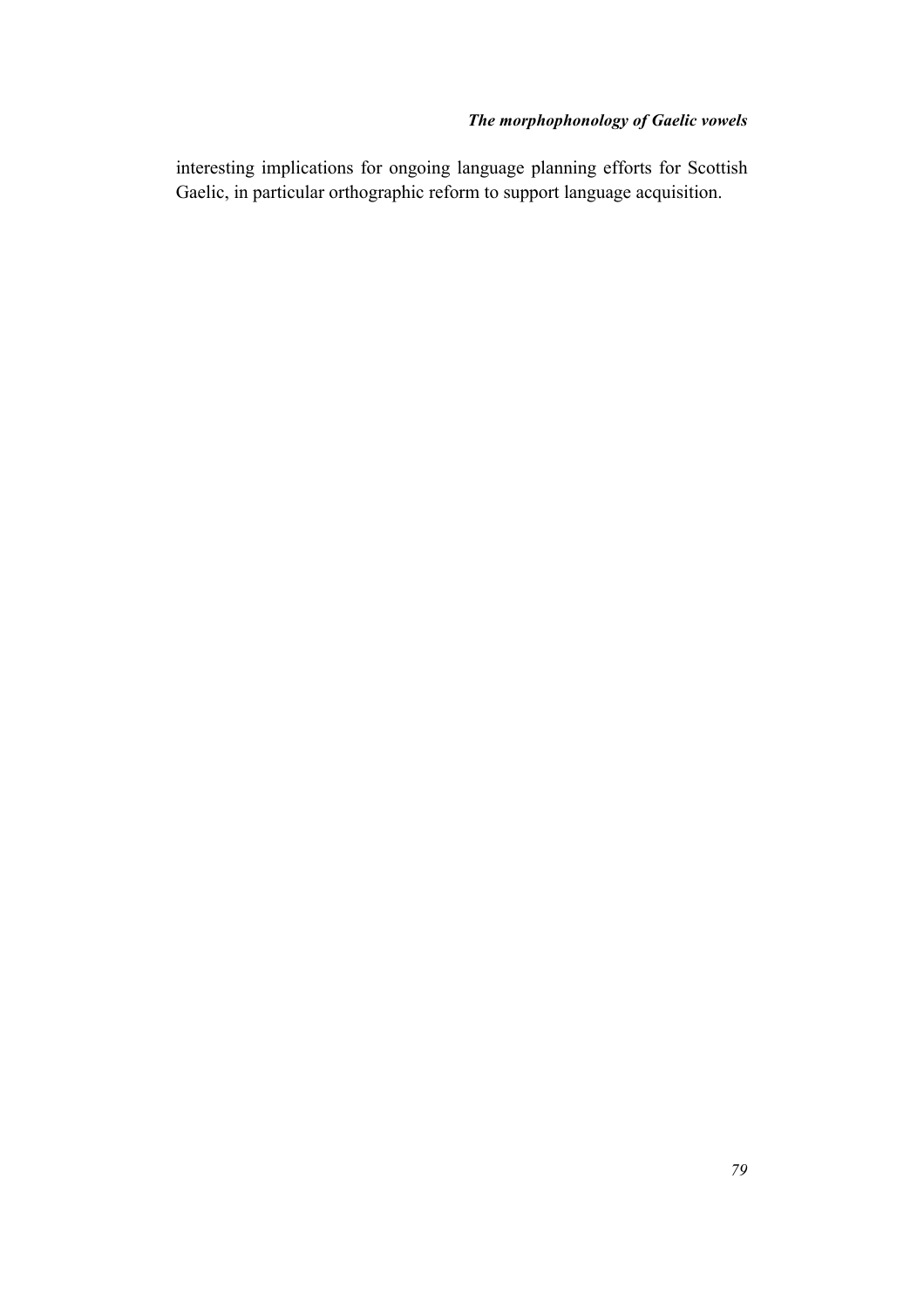interesting implications for ongoing language planning efforts for Scottish Gaelic, in particular orthographic reform to support language acquisition.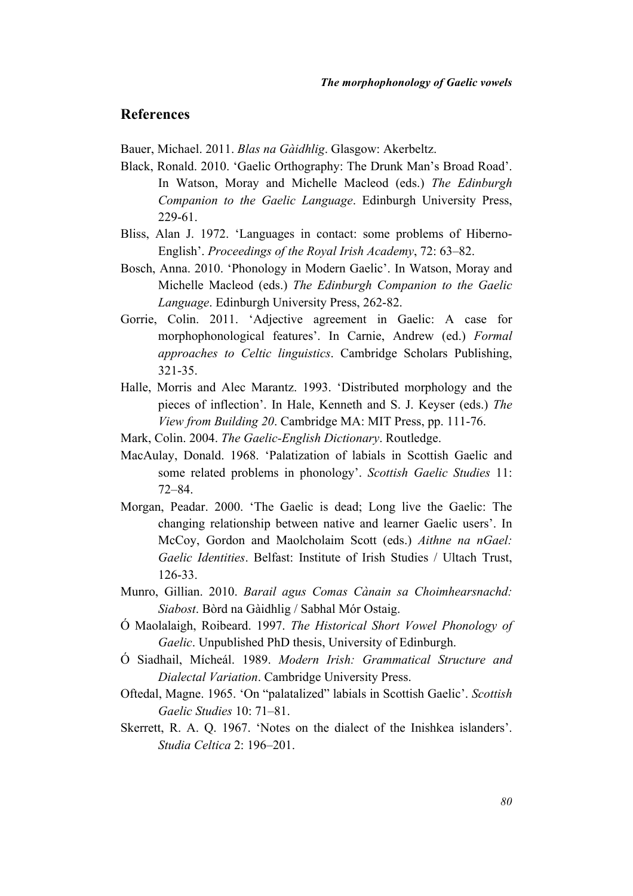## References

Bauer, Michael. 2011. *Blas na Gàidhlig*. Glasgow: Akerbeltz.

Black, Ronald. 2010. 'Gaelic Orthography: The Drunk Man's Broad Road'. In Watson, Moray and Michelle Macleod (eds.) *The Edinburgh Companion to the Gaelic Language*. Edinburgh University Press, 229-61.

Bliss, Alan J. 1972. 'Languages in contact: some problems of Hiberno-English'. *Proceedings of the Royal Irish Academy*, 72: 63–82.

Bosch, Anna. 2010. 'Phonology in Modern Gaelic'. In Watson, Moray and Michelle Macleod (eds.) *The Edinburgh Companion to the Gaelic Language*. Edinburgh University Press, 262-82.

Gorrie, Colin. 2011. 'Adjective agreement in Gaelic: A case for morphophonological features'. In Carnie, Andrew (ed.) *Formal approaches to Celtic linguistics*. Cambridge Scholars Publishing, 321-35.

Halle, Morris and Alec Marantz. 1993. 'Distributed morphology and the pieces of inflection'. In Hale, Kenneth and S. J. Keyser (eds.) *The View from Building 20*. Cambridge MA: MIT Press, pp. 111-76.

Mark, Colin. 2004. *The Gaelic-English Dictionary*. Routledge.

MacAulay, Donald. 1968. 'Palatization of labials in Scottish Gaelic and some related problems in phonology'. *Scottish Gaelic Studies* 11: 72–84.

Morgan, Peadar. 2000. 'The Gaelic is dead; Long live the Gaelic: The changing relationship between native and learner Gaelic users'. In McCoy, Gordon and Maolcholaim Scott (eds.) *Aithne na nGael: Gaelic Identities*. Belfast: Institute of Irish Studies / Ultach Trust, 126-33.

Munro, Gillian. 2010. *Barail agus Comas Cànain sa Choimhearsnachd: Siabost*. Bòrd na Gàidhlig / Sabhal Mór Ostaig.

Ó Maolalaigh, Roibeard. 1997. *The Historical Short Vowel Phonology of Gaelic*. Unpublished PhD thesis, University of Edinburgh.

Ó Siadhail, Mícheál. 1989. *Modern Irish: Grammatical Structure and Dialectal Variation*. Cambridge University Press.

Oftedal, Magne. 1965. 'On "palatalized" labials in Scottish Gaelic'. *Scottish Gaelic Studies* 10: 71–81.

Skerrett, R. A. Q. 1967. 'Notes on the dialect of the Inishkea islanders'. *Studia Celtica* 2: 196–201.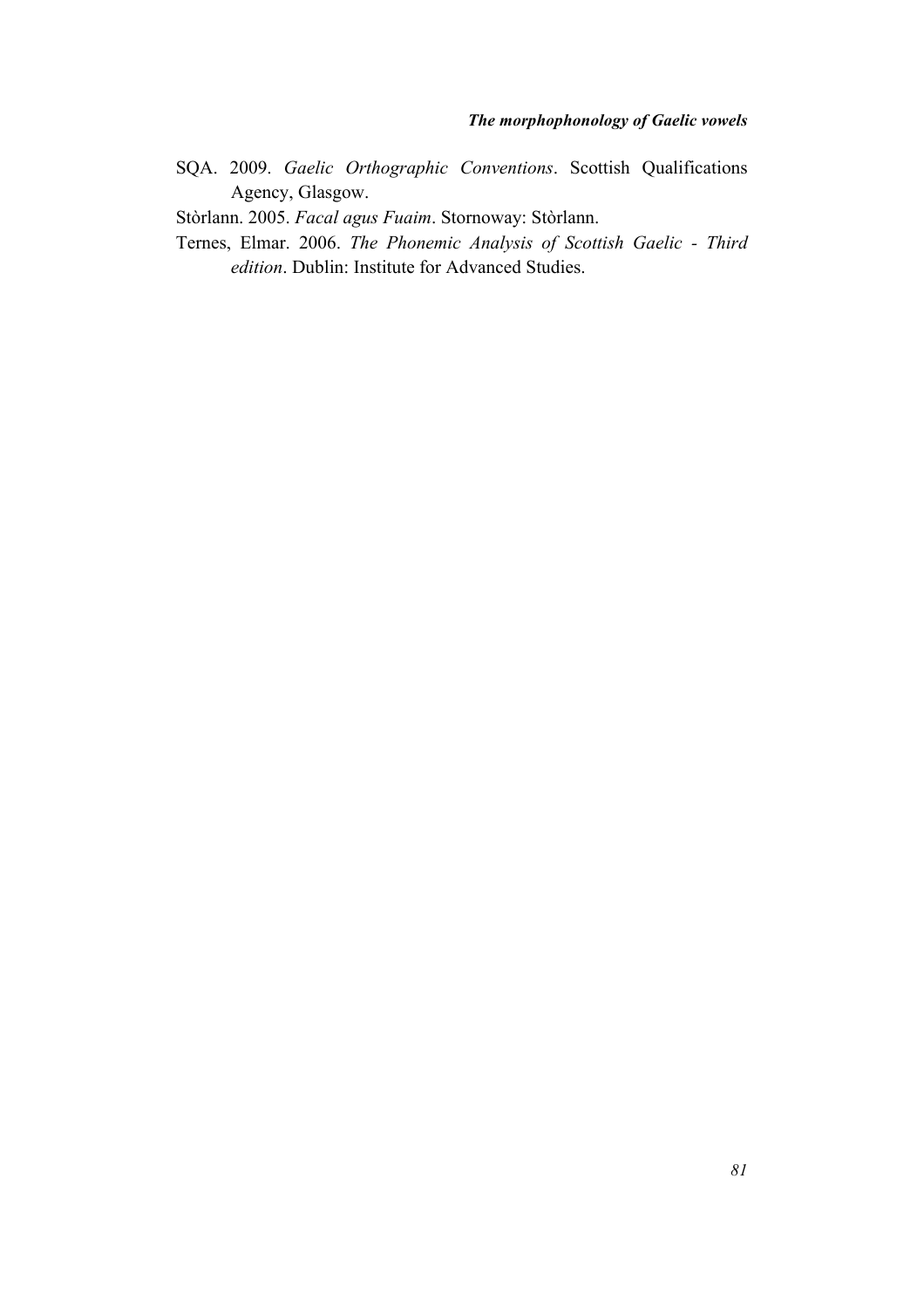SQA. 2009. *Gaelic Orthographic Conventions*. Scottish Qualifications Agency, Glasgow.

Stòrlann. 2005. *Facal agus Fuaim*. Stornoway: Stòrlann.

Ternes, Elmar. 2006. *The Phonemic Analysis of Scottish Gaelic - Third edition*. Dublin: Institute for Advanced Studies.